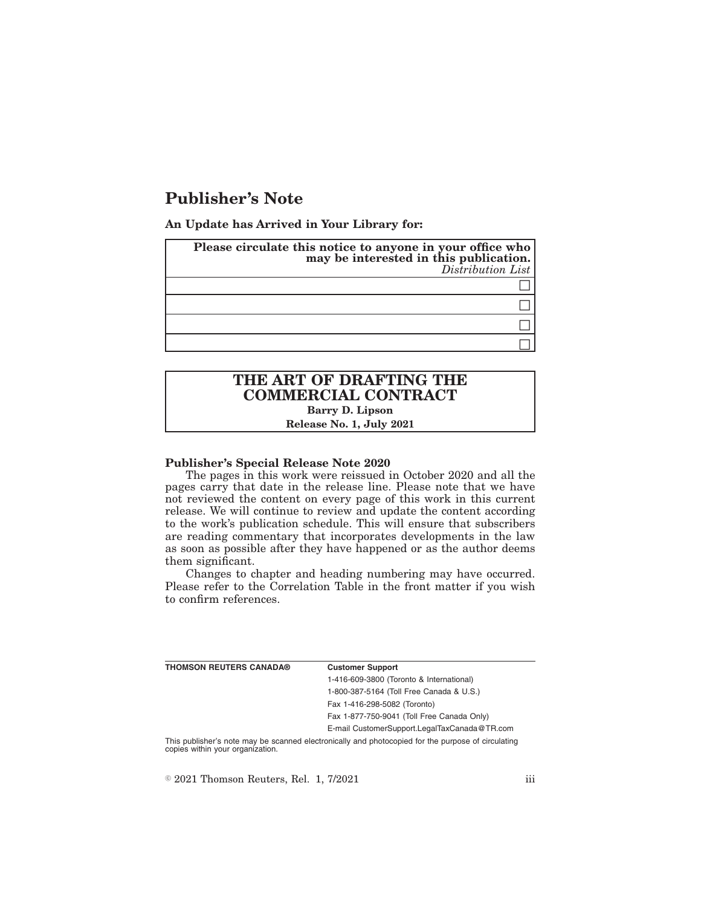# Publisher's Note

**An Update has Arrived in Your Library for:**

| **Please circulate this notice to anyone in your office who may be interested in this publication.** *Distribution List* |
|---|
| ☐ |
| ☐ |
| ☐ |
| ☐ |

| **THE ART OF DRAFTING THE COMMERCIAL CONTRACT** |
|---|
| **Barry D. Lipson** |
| **Release No. 1, July 2021** |

**Publisher's Special Release Note 2020**

The pages in this work were reissued in October 2020 and all the pages carry that date in the release line. Please note that we have not reviewed the content on every page of this work in this current release. We will continue to review and update the content according to the work's publication schedule. This will ensure that subscribers are reading commentary that incorporates developments in the law as soon as possible after they have happened or as the author deems them significant.

Changes to chapter and heading numbering may have occurred. Please refer to the Correlation Table in the front matter if you wish to confirm references.

| **THOMSON REUTERS CANADA®** | **Customer Support** |
|---|---|
| | 1-416-609-3800 (Toronto & International) |
| | 1-800-387-5164 (Toll Free Canada & U.S.) |
| | Fax 1-416-298-5082 (Toronto) |
| | Fax 1-877-750-9041 (Toll Free Canada Only) |
| | E-mail CustomerSupport.LegalTaxCanada@TR.com |

This publisher's note may be scanned electronically and photocopied for the purpose of circulating copies within your organization.

© 2021 Thomson Reuters, Rel. 1, 7/2021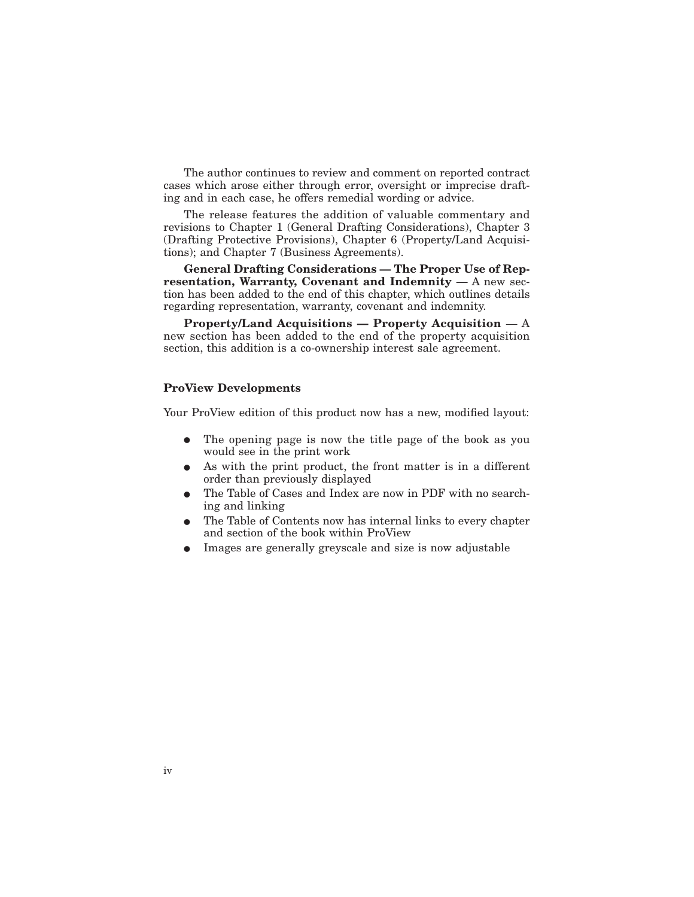The author continues to review and comment on reported contract cases which arose either through error, oversight or imprecise drafting and in each case, he offers remedial wording or advice.

The release features the addition of valuable commentary and revisions to Chapter 1 (General Drafting Considerations), Chapter 3 (Drafting Protective Provisions), Chapter 6 (Property/Land Acquisitions); and Chapter 7 (Business Agreements).

**General Drafting Considerations — The Proper Use of Representation, Warranty, Covenant and Indemnity** — A new section has been added to the end of this chapter, which outlines details regarding representation, warranty, covenant and indemnity.

**Property/Land Acquisitions — Property Acquisition** — A new section has been added to the end of the property acquisition section, this addition is a co-ownership interest sale agreement.

**ProView Developments**

Your ProView edition of this product now has a new, modified layout:

- The opening page is now the title page of the book as you would see in the print work
- As with the print product, the front matter is in a different order than previously displayed
- The Table of Cases and Index are now in PDF with no searching and linking
- The Table of Contents now has internal links to every chapter and section of the book within ProView
- Images are generally greyscale and size is now adjustable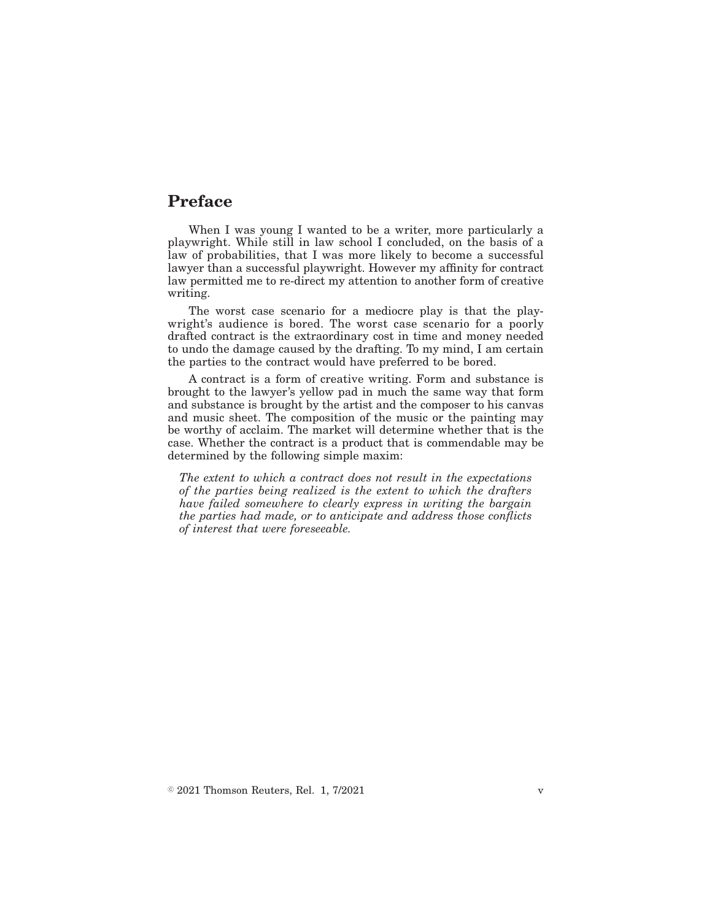## Preface

When I was young I wanted to be a writer, more particularly a playwright. While still in law school I concluded, on the basis of a law of probabilities, that I was more likely to become a successful lawyer than a successful playwright. However my affinity for contract law permitted me to re-direct my attention to another form of creative writing.

The worst case scenario for a mediocre play is that the playwright's audience is bored. The worst case scenario for a poorly drafted contract is the extraordinary cost in time and money needed to undo the damage caused by the drafting. To my mind, I am certain the parties to the contract would have preferred to be bored.

A contract is a form of creative writing. Form and substance is brought to the lawyer's yellow pad in much the same way that form and substance is brought by the artist and the composer to his canvas and music sheet. The composition of the music or the painting may be worthy of acclaim. The market will determine whether that is the case. Whether the contract is a product that is commendable may be determined by the following simple maxim:

> *The extent to which a contract does not result in the expectations of the parties being realized is the extent to which the drafters have failed somewhere to clearly express in writing the bargain the parties had made, or to anticipate and address those conflicts of interest that were foreseeable.*